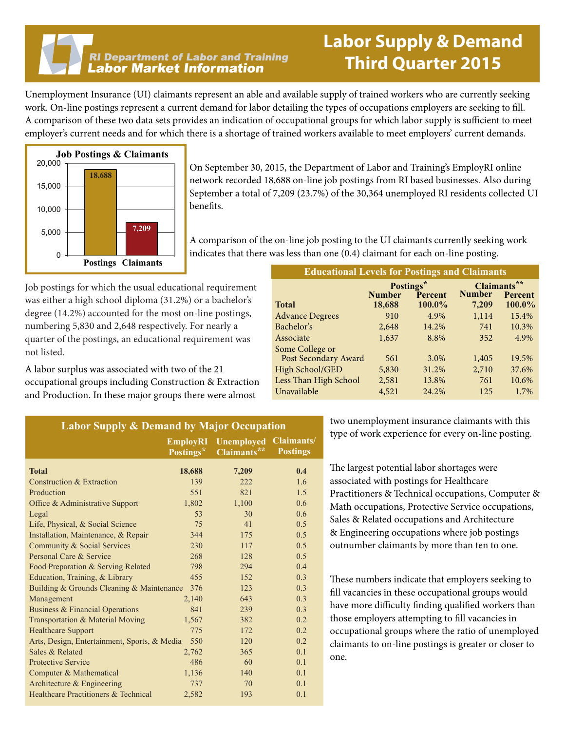# Labor Supply & Demand Third Quarter 2015

RI Department of Labor and Training
Labor Market Information

Unemployment Insurance (UI) claimants represent an able and available supply of trained workers who are currently seeking work. On-line postings represent a current demand for labor detailing the types of occupations employers are seeking to fill. A comparison of these two data sets provides an indication of occupational groups for which labor supply is sufficient to meet employer's current needs and for which there is a shortage of trained workers available to meet employers' current demands.

**Job Postings & Claimants**

| | Postings | Claimants |
|---|---|---|
| Number | 18,688 | 7,209 |

On September 30, 2015, the Department of Labor and Training's EmployRI online network recorded 18,688 on-line job postings from RI based businesses. Also during September a total of 7,209 (23.7%) of the 30,364 unemployed RI residents collected UI benefits.

A comparison of the on-line job posting to the UI claimants currently seeking work indicates that there was less than one (0.4) claimant for each on-line posting.

Job postings for which the usual educational requirement was either a high school diploma (31.2%) or a bachelor's degree (14.2%) accounted for the most on-line postings, numbering 5,830 and 2,648 respectively. For nearly a quarter of the postings, an educational requirement was not listed.

**Educational Levels for Postings and Claimants**

| | Postings* | | Claimants** | |
|---|---|---|---|---|
| | Number | Percent | Number | Percent |
| **Total** | **18,688** | **100.0%** | **7,209** | **100.0%** |
| Advance Degrees | 910 | 4.9% | 1,114 | 15.4% |
| Bachelor's | 2,648 | 14.2% | 741 | 10.3% |
| Associate | 1,637 | 8.8% | 352 | 4.9% |
| Some College or Post Secondary Award | 561 | 3.0% | 1,405 | 19.5% |
| High School/GED | 5,830 | 31.2% | 2,710 | 37.6% |
| Less Than High School | 2,581 | 13.8% | 761 | 10.6% |
| Unavailable | 4,521 | 24.2% | 125 | 1.7% |

A labor surplus was associated with two of the 21 occupational groups including Construction & Extraction and Production. In these major groups there were almost two unemployment insurance claimants with this type of work experience for every on-line posting.

**Labor Supply & Demand by Major Occupation**

| | EmployRI Postings* | Unemployed Claimants** | Claimants/ Postings |
|---|---|---|---|
| **Total** | **18,688** | **7,209** | **0.4** |
| Construction & Extraction | 139 | 222 | 1.6 |
| Production | 551 | 821 | 1.5 |
| Office & Administrative Support | 1,802 | 1,100 | 0.6 |
| Legal | 53 | 30 | 0.6 |
| Life, Physical, & Social Science | 75 | 41 | 0.5 |
| Installation, Maintenance, & Repair | 344 | 175 | 0.5 |
| Community & Social Services | 230 | 117 | 0.5 |
| Personal Care & Service | 268 | 128 | 0.5 |
| Food Preparation & Serving Related | 798 | 294 | 0.4 |
| Education, Training, & Library | 455 | 152 | 0.3 |
| Building & Grounds Cleaning & Maintenance | 376 | 123 | 0.3 |
| Management | 2,140 | 643 | 0.3 |
| Business & Financial Operations | 841 | 239 | 0.3 |
| Transportation & Material Moving | 1,567 | 382 | 0.2 |
| Healthcare Support | 775 | 172 | 0.2 |
| Arts, Design, Entertainment, Sports, & Media | 550 | 120 | 0.2 |
| Sales & Related | 2,762 | 365 | 0.1 |
| Protective Service | 486 | 60 | 0.1 |
| Computer & Mathematical | 1,136 | 140 | 0.1 |
| Architecture & Engineering | 737 | 70 | 0.1 |
| Healthcare Practitioners & Technical | 2,582 | 193 | 0.1 |

The largest potential labor shortages were associated with postings for Healthcare Practitioners & Technical occupations, Computer & Math occupations, Protective Service occupations, Sales & Related occupations and Architecture & Engineering occupations where job postings outnumber claimants by more than ten to one.

These numbers indicate that employers seeking to fill vacancies in these occupational groups would have more difficulty finding qualified workers than those employers attempting to fill vacancies in occupational groups where the ratio of unemployed claimants to on-line postings is greater or closer to one.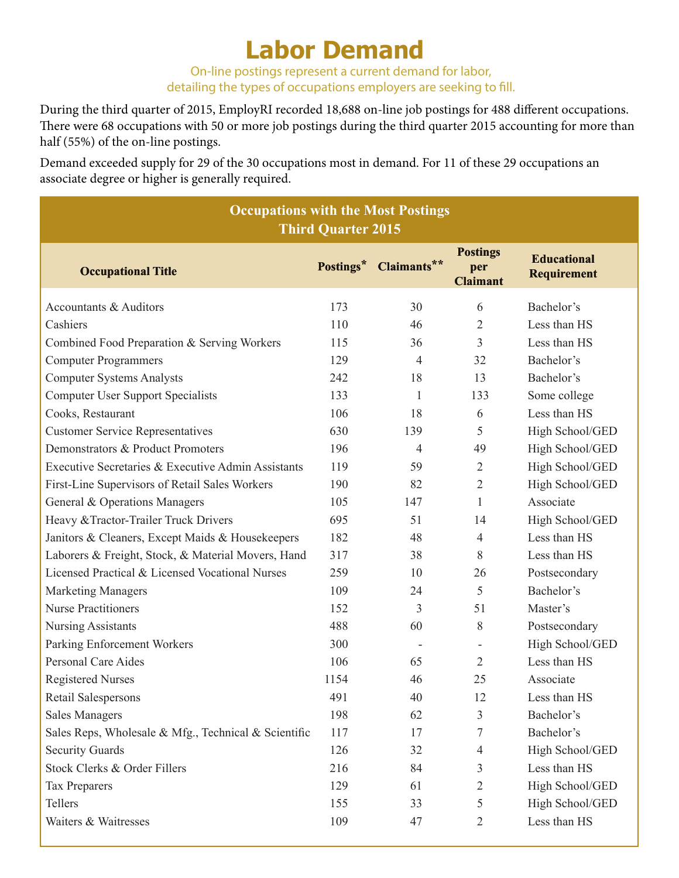# Labor Demand

On-line postings represent a current demand for labor, detailing the types of occupations employers are seeking to fill.

During the third quarter of 2015, EmployRI recorded 18,688 on-line job postings for 488 different occupations. There were 68 occupations with 50 or more job postings during the third quarter 2015 accounting for more than half (55%) of the on-line postings.

Demand exceeded supply for 29 of the 30 occupations most in demand. For 11 of these 29 occupations an associate degree or higher is generally required.

**Occupations with the Most Postings Third Quarter 2015**

| Occupational Title | Postings* | Claimants** | Postings per Claimant | Educational Requirement |
|---|---|---|---|---|
| Accountants & Auditors | 173 | 30 | 6 | Bachelor's |
| Cashiers | 110 | 46 | 2 | Less than HS |
| Combined Food Preparation & Serving Workers | 115 | 36 | 3 | Less than HS |
| Computer Programmers | 129 | 4 | 32 | Bachelor's |
| Computer Systems Analysts | 242 | 18 | 13 | Bachelor's |
| Computer User Support Specialists | 133 | 1 | 133 | Some college |
| Cooks, Restaurant | 106 | 18 | 6 | Less than HS |
| Customer Service Representatives | 630 | 139 | 5 | High School/GED |
| Demonstrators & Product Promoters | 196 | 4 | 49 | High School/GED |
| Executive Secretaries & Executive Admin Assistants | 119 | 59 | 2 | High School/GED |
| First-Line Supervisors of Retail Sales Workers | 190 | 82 | 2 | High School/GED |
| General & Operations Managers | 105 | 147 | 1 | Associate |
| Heavy &Tractor-Trailer Truck Drivers | 695 | 51 | 14 | High School/GED |
| Janitors & Cleaners, Except Maids & Housekeepers | 182 | 48 | 4 | Less than HS |
| Laborers & Freight, Stock, & Material Movers, Hand | 317 | 38 | 8 | Less than HS |
| Licensed Practical & Licensed Vocational Nurses | 259 | 10 | 26 | Postsecondary |
| Marketing Managers | 109 | 24 | 5 | Bachelor's |
| Nurse Practitioners | 152 | 3 | 51 | Master's |
| Nursing Assistants | 488 | 60 | 8 | Postsecondary |
| Parking Enforcement Workers | 300 | - | - | High School/GED |
| Personal Care Aides | 106 | 65 | 2 | Less than HS |
| Registered Nurses | 1154 | 46 | 25 | Associate |
| Retail Salespersons | 491 | 40 | 12 | Less than HS |
| Sales Managers | 198 | 62 | 3 | Bachelor's |
| Sales Reps, Wholesale & Mfg., Technical & Scientific | 117 | 17 | 7 | Bachelor's |
| Security Guards | 126 | 32 | 4 | High School/GED |
| Stock Clerks & Order Fillers | 216 | 84 | 3 | Less than HS |
| Tax Preparers | 129 | 61 | 2 | High School/GED |
| Tellers | 155 | 33 | 5 | High School/GED |
| Waiters & Waitresses | 109 | 47 | 2 | Less than HS |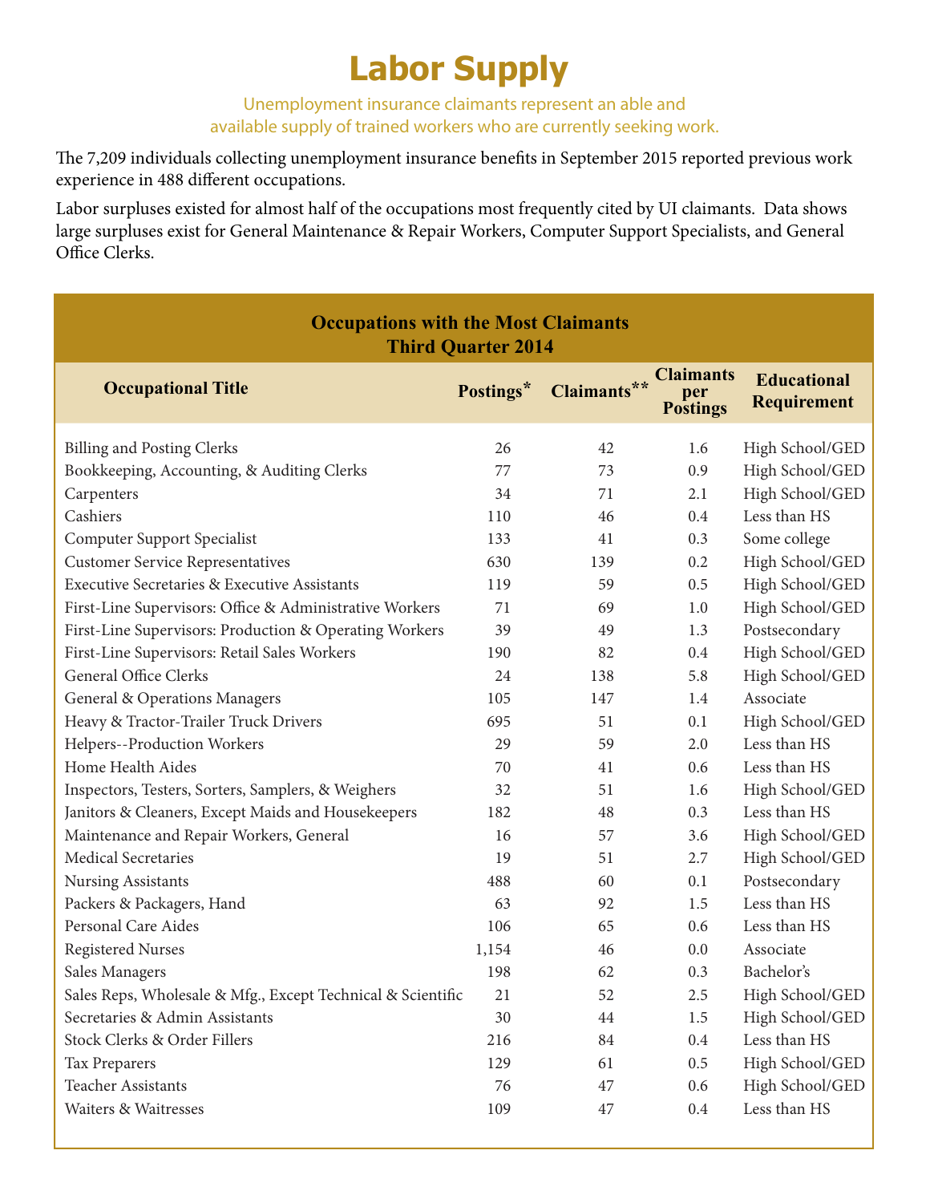# Labor Supply

Unemployment insurance claimants represent an able and available supply of trained workers who are currently seeking work.

The 7,209 individuals collecting unemployment insurance benefits in September 2015 reported previous work experience in 488 different occupations.

Labor surpluses existed for almost half of the occupations most frequently cited by UI claimants. Data shows large surpluses exist for General Maintenance & Repair Workers, Computer Support Specialists, and General Office Clerks.

**Occupations with the Most Claimants**
**Third Quarter 2014**

| Occupational Title | Postings* | Claimants** | Claimants per Postings | Educational Requirement |
|---|---|---|---|---|
| Billing and Posting Clerks | 26 | 42 | 1.6 | High School/GED |
| Bookkeeping, Accounting, & Auditing Clerks | 77 | 73 | 0.9 | High School/GED |
| Carpenters | 34 | 71 | 2.1 | High School/GED |
| Cashiers | 110 | 46 | 0.4 | Less than HS |
| Computer Support Specialist | 133 | 41 | 0.3 | Some college |
| Customer Service Representatives | 630 | 139 | 0.2 | High School/GED |
| Executive Secretaries & Executive Assistants | 119 | 59 | 0.5 | High School/GED |
| First-Line Supervisors: Office & Administrative Workers | 71 | 69 | 1.0 | High School/GED |
| First-Line Supervisors: Production & Operating Workers | 39 | 49 | 1.3 | Postsecondary |
| First-Line Supervisors: Retail Sales Workers | 190 | 82 | 0.4 | High School/GED |
| General Office Clerks | 24 | 138 | 5.8 | High School/GED |
| General & Operations Managers | 105 | 147 | 1.4 | Associate |
| Heavy & Tractor-Trailer Truck Drivers | 695 | 51 | 0.1 | High School/GED |
| Helpers--Production Workers | 29 | 59 | 2.0 | Less than HS |
| Home Health Aides | 70 | 41 | 0.6 | Less than HS |
| Inspectors, Testers, Sorters, Samplers, & Weighers | 32 | 51 | 1.6 | High School/GED |
| Janitors & Cleaners, Except Maids and Housekeepers | 182 | 48 | 0.3 | Less than HS |
| Maintenance and Repair Workers, General | 16 | 57 | 3.6 | High School/GED |
| Medical Secretaries | 19 | 51 | 2.7 | High School/GED |
| Nursing Assistants | 488 | 60 | 0.1 | Postsecondary |
| Packers & Packagers, Hand | 63 | 92 | 1.5 | Less than HS |
| Personal Care Aides | 106 | 65 | 0.6 | Less than HS |
| Registered Nurses | 1,154 | 46 | 0.0 | Associate |
| Sales Managers | 198 | 62 | 0.3 | Bachelor's |
| Sales Reps, Wholesale & Mfg., Except Technical & Scientific | 21 | 52 | 2.5 | High School/GED |
| Secretaries & Admin Assistants | 30 | 44 | 1.5 | High School/GED |
| Stock Clerks & Order Fillers | 216 | 84 | 0.4 | Less than HS |
| Tax Preparers | 129 | 61 | 0.5 | High School/GED |
| Teacher Assistants | 76 | 47 | 0.6 | High School/GED |
| Waiters & Waitresses | 109 | 47 | 0.4 | Less than HS |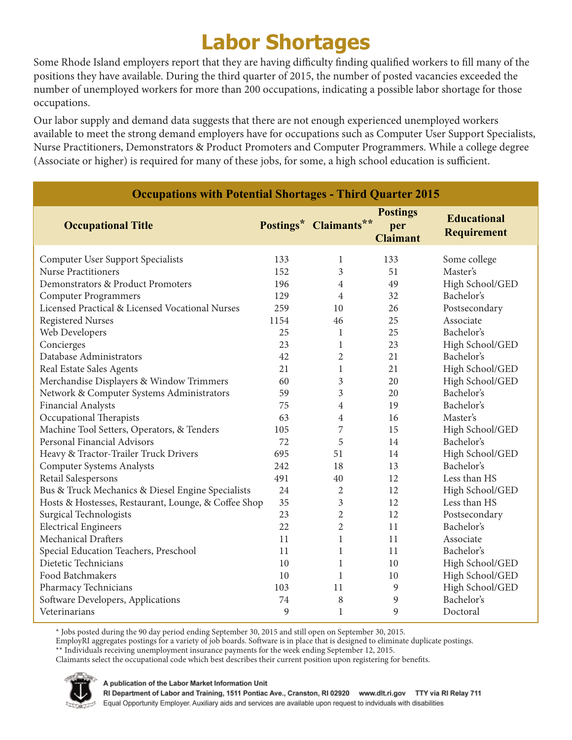# Labor Shortages

Some Rhode Island employers report that they are having difficulty finding qualified workers to fill many of the positions they have available. During the third quarter of 2015, the number of posted vacancies exceeded the number of unemployed workers for more than 200 occupations, indicating a possible labor shortage for those occupations.

Our labor supply and demand data suggests that there are not enough experienced unemployed workers available to meet the strong demand employers have for occupations such as Computer User Support Specialists, Nurse Practitioners, Demonstrators & Product Promoters and Computer Programmers. While a college degree (Associate or higher) is required for many of these jobs, for some, a high school education is sufficient.

**Occupations with Potential Shortages - Third Quarter 2015**

| Occupational Title | Postings* | Claimants** | Postings per Claimant | Educational Requirement |
|---|---|---|---|---|
| Computer User Support Specialists | 133 | 1 | 133 | Some college |
| Nurse Practitioners | 152 | 3 | 51 | Master's |
| Demonstrators & Product Promoters | 196 | 4 | 49 | High School/GED |
| Computer Programmers | 129 | 4 | 32 | Bachelor's |
| Licensed Practical & Licensed Vocational Nurses | 259 | 10 | 26 | Postsecondary |
| Registered Nurses | 1154 | 46 | 25 | Associate |
| Web Developers | 25 | 1 | 25 | Bachelor's |
| Concierges | 23 | 1 | 23 | High School/GED |
| Database Administrators | 42 | 2 | 21 | Bachelor's |
| Real Estate Sales Agents | 21 | 1 | 21 | High School/GED |
| Merchandise Displayers & Window Trimmers | 60 | 3 | 20 | High School/GED |
| Network & Computer Systems Administrators | 59 | 3 | 20 | Bachelor's |
| Financial Analysts | 75 | 4 | 19 | Bachelor's |
| Occupational Therapists | 63 | 4 | 16 | Master's |
| Machine Tool Setters, Operators, & Tenders | 105 | 7 | 15 | High School/GED |
| Personal Financial Advisors | 72 | 5 | 14 | Bachelor's |
| Heavy & Tractor-Trailer Truck Drivers | 695 | 51 | 14 | High School/GED |
| Computer Systems Analysts | 242 | 18 | 13 | Bachelor's |
| Retail Salespersons | 491 | 40 | 12 | Less than HS |
| Bus & Truck Mechanics & Diesel Engine Specialists | 24 | 2 | 12 | High School/GED |
| Hosts & Hostesses, Restaurant, Lounge, & Coffee Shop | 35 | 3 | 12 | Less than HS |
| Surgical Technologists | 23 | 2 | 12 | Postsecondary |
| Electrical Engineers | 22 | 2 | 11 | Bachelor's |
| Mechanical Drafters | 11 | 1 | 11 | Associate |
| Special Education Teachers, Preschool | 11 | 1 | 11 | Bachelor's |
| Dietetic Technicians | 10 | 1 | 10 | High School/GED |
| Food Batchmakers | 10 | 1 | 10 | High School/GED |
| Pharmacy Technicians | 103 | 11 | 9 | High School/GED |
| Software Developers, Applications | 74 | 8 | 9 | Bachelor's |
| Veterinarians | 9 | 1 | 9 | Doctoral |

\* Jobs posted during the 90 day period ending September 30, 2015 and still open on September 30, 2015.
EmployRI aggregates postings for a variety of job boards. Software is in place that is designed to eliminate duplicate postings.
\*\* Individuals receiving unemployment insurance payments for the week ending September 12, 2015.
Claimants select the occupational code which best describes their current position upon registering for benefits.

**A publication of the Labor Market Information Unit**
**RI Department of Labor and Training, 1511 Pontiac Ave., Cranston, RI 02920 www.dlt.ri.gov TTY via RI Relay 711**
Equal Opportunity Employer. Auxiliary aids and services are available upon request to indviduals with disabilities